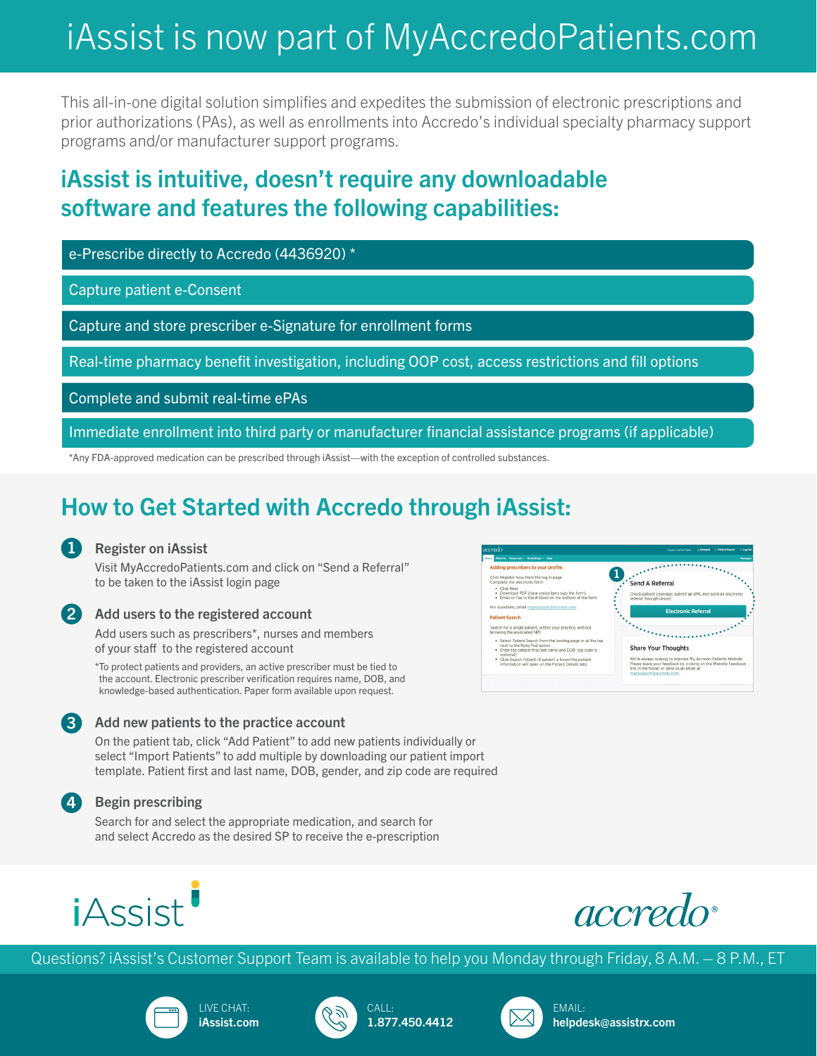# iAssist is now part of MyAccredoPatients.com

This all-in-one digital solution simplifies and expedites the submission of electronic prescriptions and prior authorizations (PAs), as well as enrollments into Accredo's individual specialty pharmacy support programs and/or manufacturer support programs.

## iAssist is intuitive, doesn't require any downloadable software and features the following capabilities:

- e-Prescribe directly to Accredo (4436920) *
- Capture patient e-Consent
- Capture and store prescriber e-Signature for enrollment forms
- Real-time pharmacy benefit investigation, including OOP cost, access restrictions and fill options
- Complete and submit real-time ePAs
- Immediate enrollment into third party or manufacturer financial assistance programs (if applicable)

*Any FDA-approved medication can be prescribed through iAssist—with the exception of controlled substances.

## How to Get Started with Accredo through iAssist:

1. **Register on iAssist**
   Visit MyAccredoPatients.com and click on "Send a Referral" to be taken to the iAssist login page

2. **Add users to the registered account**
   Add users such as prescribers*, nurses and members of your staff to the registered account

   *To protect patients and providers, an active prescriber must be tied to the account. Electronic prescriber verification requires name, DOB, and knowledge-based authentication. Paper form available upon request.

3. **Add new patients to the practice account**
   On the patient tab, click "Add Patient" to add new patients individually or select "Import Patients" to add multiple by downloading our patient import template. Patient first and last name, DOB, gender, and zip code are required

4. **Begin prescribing**
   Search for and select the appropriate medication, and search for and select Accredo as the desired SP to receive the e-prescription

iAssist

accredo®

Questions? iAssist's Customer Support Team is available to help you Monday through Friday, 8 A.M. – 8 P.M., ET

LIVE CHAT: **iAssist.com**

CALL: **1.877.450.4412**

EMAIL: **helpdesk@assistrx.com**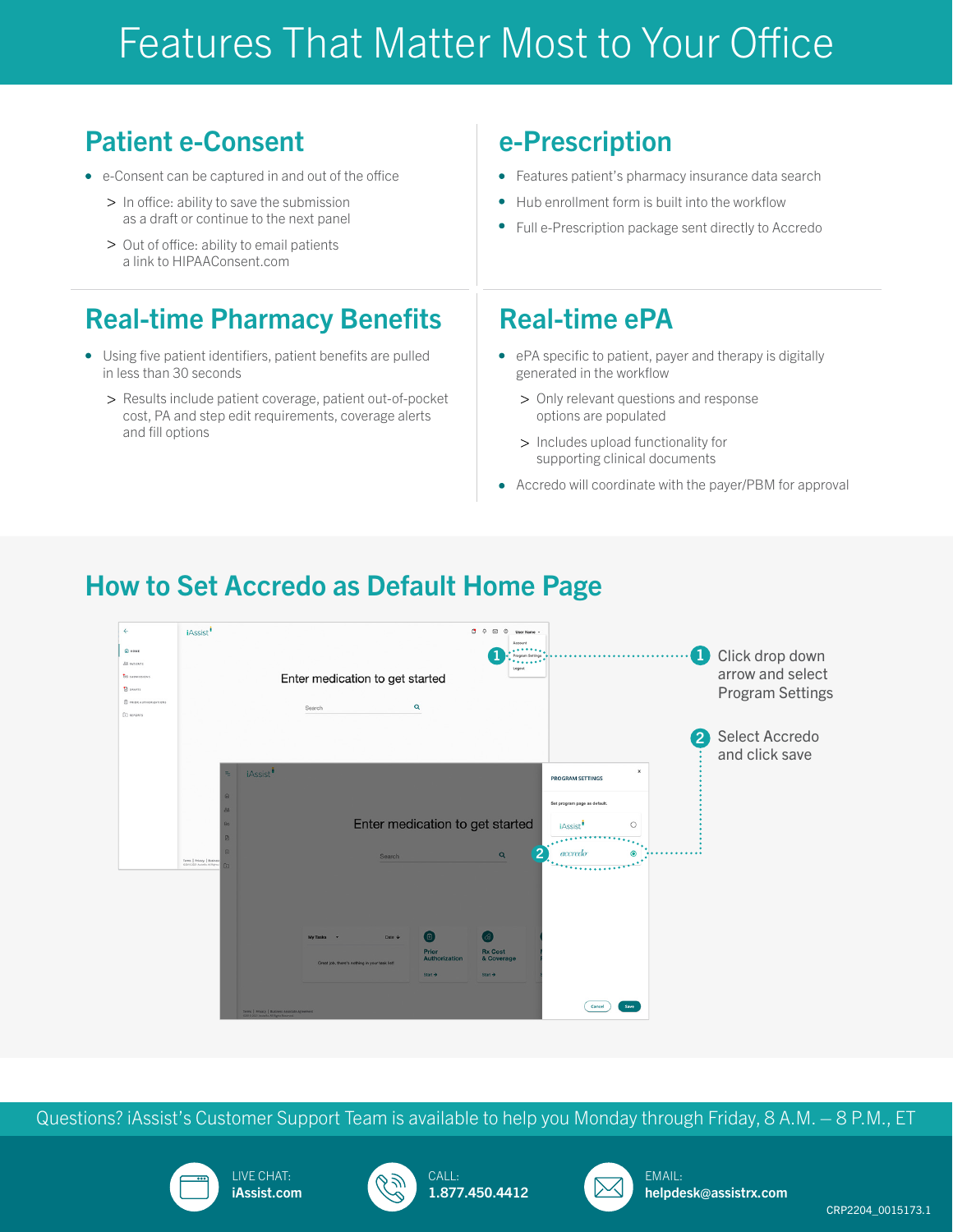# Features That Matter Most to Your Office

## Patient e-Consent

- e-Consent can be captured in and out of the office
  - > In office: ability to save the submission as a draft or continue to the next panel
  - > Out of office: ability to email patients a link to HIPAAConsent.com

## e-Prescription

- Features patient's pharmacy insurance data search
- Hub enrollment form is built into the workflow
- Full e-Prescription package sent directly to Accredo

## Real-time Pharmacy Benefits

- Using five patient identifiers, patient benefits are pulled in less than 30 seconds
  - > Results include patient coverage, patient out-of-pocket cost, PA and step edit requirements, coverage alerts and fill options

## Real-time ePA

- ePA specific to patient, payer and therapy is digitally generated in the workflow
  - > Only relevant questions and response options are populated
  - > Includes upload functionality for supporting clinical documents
- Accredo will coordinate with the payer/PBM for approval

## How to Set Accredo as Default Home Page

1. Click drop down arrow and select Program Settings
2. Select Accredo and click save

Questions? iAssist's Customer Support Team is available to help you Monday through Friday, 8 A.M. – 8 P.M., ET

LIVE CHAT: **iAssist.com**

CALL: **1.877.450.4412**

EMAIL: **helpdesk@assistrx.com**

CRP2204_0015173.1